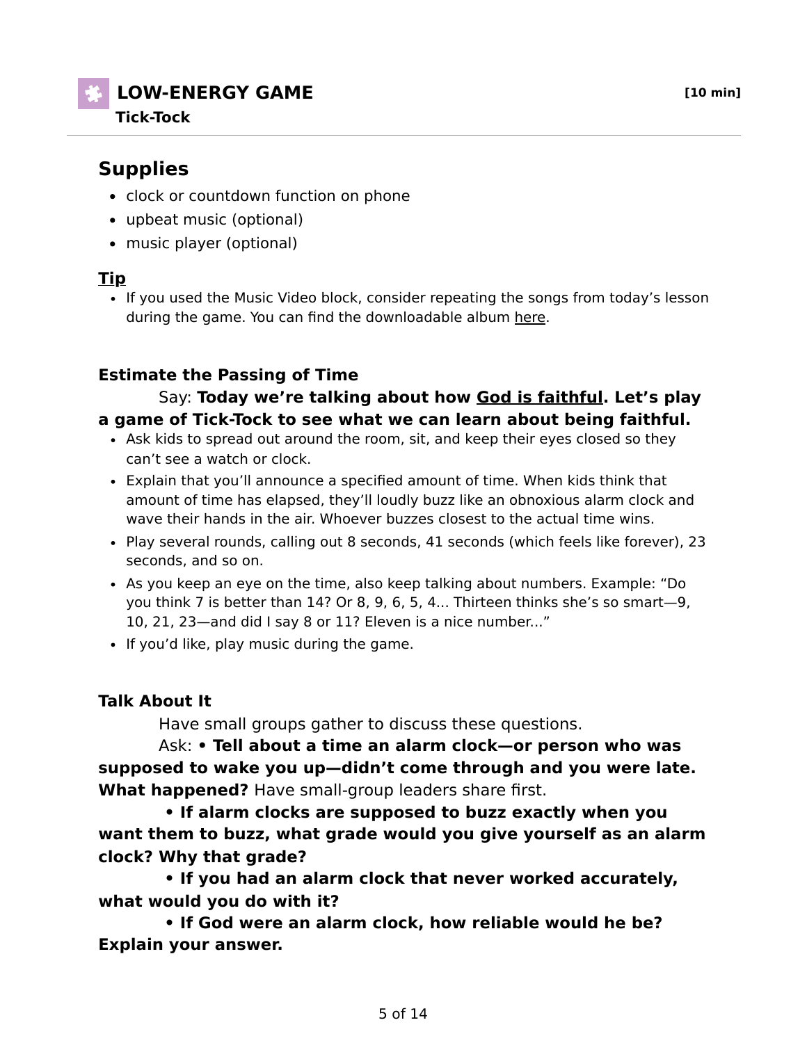## LOW-ENERGY GAME **[10 min]**

**Tick-Tock**

---

## Supplies

- clock or countdown function on phone
- upbeat music (optional)
- music player (optional)

### Tip

- If you used the Music Video block, consider repeating the songs from today's lesson during the game. You can find the downloadable album here.

### Estimate the Passing of Time

Say: **Today we're talking about how God is faithful. Let's play a game of Tick-Tock to see what we can learn about being faithful.**

- Ask kids to spread out around the room, sit, and keep their eyes closed so they can't see a watch or clock.
- Explain that you'll announce a specified amount of time. When kids think that amount of time has elapsed, they'll loudly buzz like an obnoxious alarm clock and wave their hands in the air. Whoever buzzes closest to the actual time wins.
- Play several rounds, calling out 8 seconds, 41 seconds (which feels like forever), 23 seconds, and so on.
- As you keep an eye on the time, also keep talking about numbers. Example: "Do you think 7 is better than 14? Or 8, 9, 6, 5, 4... Thirteen thinks she's so smart—9, 10, 21, 23—and did I say 8 or 11? Eleven is a nice number..."
- If you'd like, play music during the game.

### Talk About It

Have small groups gather to discuss these questions.

Ask: **• Tell about a time an alarm clock—or person who was supposed to wake you up—didn't come through and you were late. What happened?** Have small-group leaders share first.

**• If alarm clocks are supposed to buzz exactly when you want them to buzz, what grade would you give yourself as an alarm clock? Why that grade?**

**• If you had an alarm clock that never worked accurately, what would you do with it?**

**• If God were an alarm clock, how reliable would he be? Explain your answer.**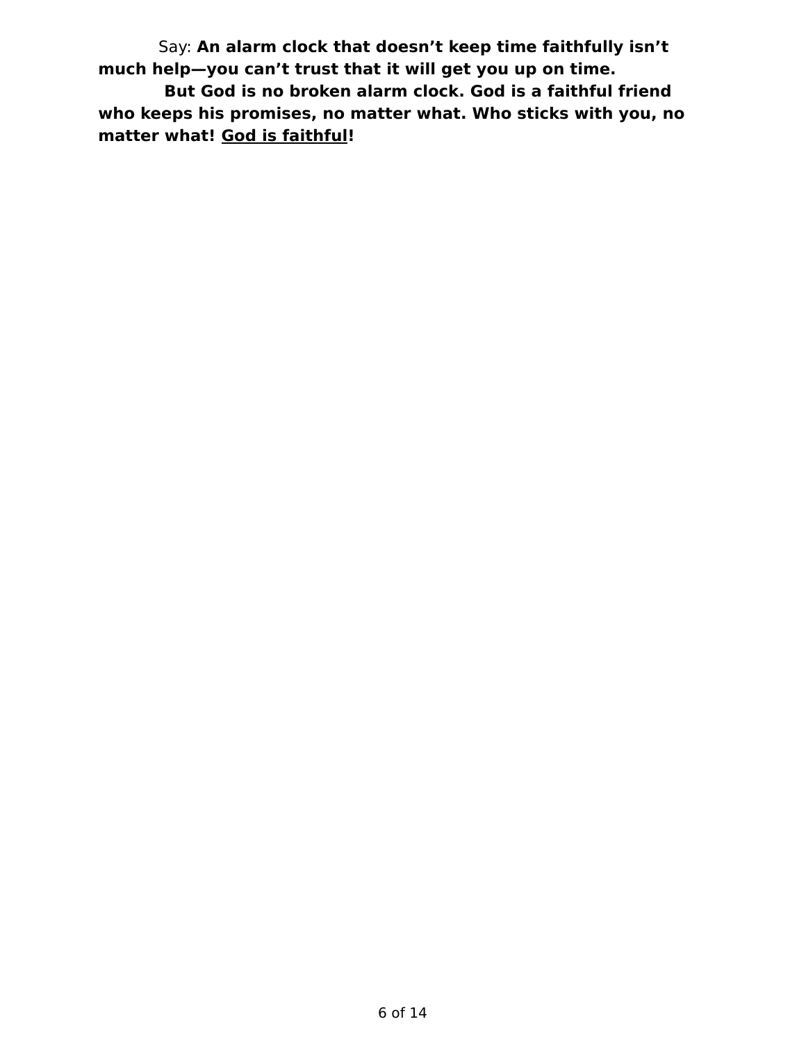Say: **An alarm clock that doesn't keep time faithfully isn't much help—you can't trust that it will get you up on time.**

**But God is no broken alarm clock. God is a faithful friend who keeps his promises, no matter what. Who sticks with you, no matter what! <u>God is faithful</u>!**